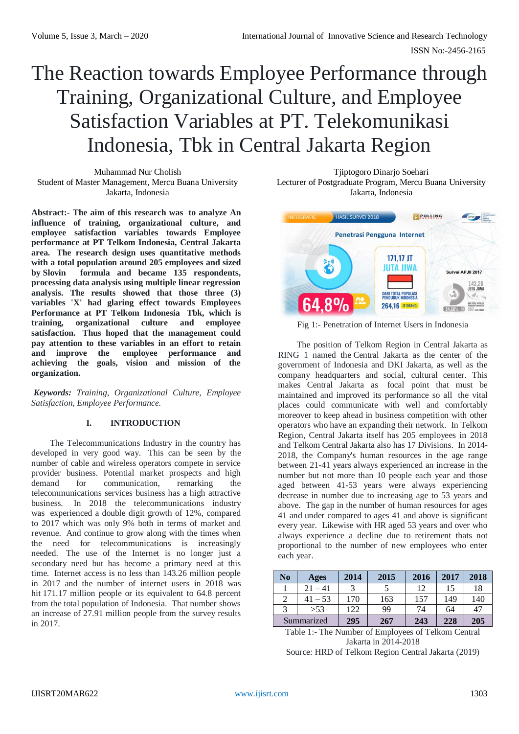# The Reaction towards Employee Performance through Training, Organizational Culture, and Employee Satisfaction Variables at PT. Telekomunikasi Indonesia, Tbk in Central Jakarta Region

Muhammad Nur Cholish
Student of Master Management, Mercu Buana University
Jakarta, Indonesia

Tjiptogoro Dinarjo Soehari
Lecturer of Postgraduate Program, Mercu Buana University
Jakarta, Indonesia

**Abstract:- The aim of this research was to analyze An influence of training, organizational culture, and employee satisfaction variables towards Employee performance at PT Telkom Indonesia, Central Jakarta area. The research design uses quantitative methods with a total population around 205 employees and sized by Slovin formula and became 135 respondents, processing data analysis using multiple linear regression analysis. The results showed that those three (3) variables 'X' had glaring effect towards Employees Performance at PT Telkom Indonesia Tbk, which is training, organizational culture and employee satisfaction. Thus hoped that the management could pay attention to these variables in an effort to retain and improve the employee performance and achieving the goals, vision and mission of the organization.**

***Keywords:*** *Training, Organizational Culture, Employee Satisfaction, Employee Performance.*

## I. INTRODUCTION

The Telecommunications Industry in the country has developed in very good way. This can be seen by the number of cable and wireless operators compete in service provider business. Potential market prospects and high demand for communication, remarking the telecommunications services business has a high attractive business. In 2018 the telecommunications industry was experienced a double digit growth of 12%, compared to 2017 which was only 9% both in terms of market and revenue. And continue to grow along with the times when the need for telecommunications is increasingly needed. The use of the Internet is no longer just a secondary need but has become a primary need at this time. Internet access is no less than 143.26 million people in 2017 and the number of internet users in 2018 was hit 171.17 million people or its equivalent to 64.8 percent from the total population of Indonesia. That number shows an increase of 27.91 million people from the survey results in 2017.

Fig 1:- Penetration of Internet Users in Indonesia

The position of Telkom Region in Central Jakarta as RING 1 named the Central Jakarta as the center of the government of Indonesia and DKI Jakarta, as well as the company headquarters and social, cultural center. This makes Central Jakarta as focal point that must be maintained and improved its performance so all the vital places could communicate with well and comfortably moreover to keep ahead in business competition with other operators who have an expanding their network. In Telkom Region, Central Jakarta itself has 205 employees in 2018 and Telkom Central Jakarta also has 17 Divisions. In 2014-2018, the Company's human resources in the age range between 21-41 years always experienced an increase in the number but not more than 10 people each year and those aged between 41-53 years were always experiencing decrease in number due to increasing age to 53 years and above. The gap in the number of human resources for ages 41 and under compared to ages 41 and above is significant every year. Likewise with HR aged 53 years and over who always experience a decline due to retirement thats not proportional to the number of new employees who enter each year.

| No | Ages | 2014 | 2015 | 2016 | 2017 | 2018 |
|---|---|---|---|---|---|---|
| 1 | 21 – 41 | 3 | 5 | 12 | 15 | 18 |
| 2 | 41 – 53 | 170 | 163 | 157 | 149 | 140 |
| 3 | >53 | 122 | 99 | 74 | 64 | 47 |
| Summarized | | **295** | **267** | **243** | **228** | **205** |

Table 1:- The Number of Employees of Telkom Central Jakarta in 2014-2018
Source: HRD of Telkom Region Central Jakarta (2019)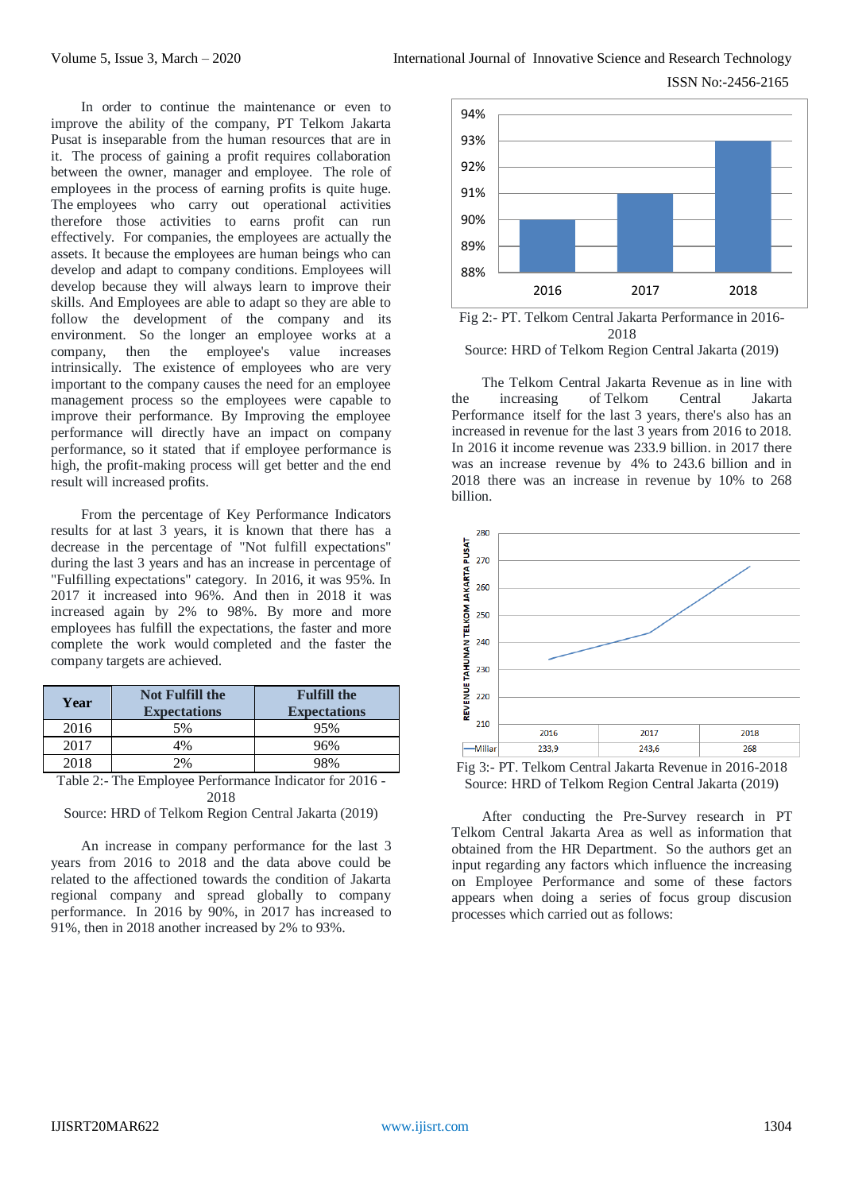In order to continue the maintenance or even to improve the ability of the company, PT Telkom Jakarta Pusat is inseparable from the human resources that are in it. The process of gaining a profit requires collaboration between the owner, manager and employee. The role of employees in the process of earning profits is quite huge. The employees who carry out operational activities therefore those activities to earns profit can run effectively. For companies, the employees are actually the assets. It because the employees are human beings who can develop and adapt to company conditions. Employees will develop because they will always learn to improve their skills. And Employees are able to adapt so they are able to follow the development of the company and its environment. So the longer an employee works at a company, then the employee's value increases intrinsically. The existence of employees who are very important to the company causes the need for an employee management process so the employees were capable to improve their performance. By Improving the employee performance will directly have an impact on company performance, so it stated that if employee performance is high, the profit-making process will get better and the end result will increased profits.

From the percentage of Key Performance Indicators results for at last 3 years, it is known that there has a decrease in the percentage of "Not fulfill expectations" during the last 3 years and has an increase in percentage of "Fulfilling expectations" category. In 2016, it was 95%. In 2017 it increased into 96%. And then in 2018 it was increased again by 2% to 98%. By more and more employees has fulfill the expectations, the faster and more complete the work would completed and the faster the company targets are achieved.

| Year | Not Fulfill the Expectations | Fulfill the Expectations |
|---|---|---|
| 2016 | 5% | 95% |
| 2017 | 4% | 96% |
| 2018 | 2% | 98% |

Table 2:- The Employee Performance Indicator for 2016 - 2018

Source: HRD of Telkom Region Central Jakarta (2019)

An increase in company performance for the last 3 years from 2016 to 2018 and the data above could be related to the affectioned towards the condition of Jakarta regional company and spread globally to company performance. In 2016 by 90%, in 2017 has increased to 91%, then in 2018 another increased by 2% to 93%.

Fig 2:- PT. Telkom Central Jakarta Performance in 2016-2018

Source: HRD of Telkom Region Central Jakarta (2019)

The Telkom Central Jakarta Revenue as in line with the increasing of Telkom Central Jakarta Performance itself for the last 3 years, there's also has an increased in revenue for the last 3 years from 2016 to 2018. In 2016 it income revenue was 233.9 billion. in 2017 there was an increase revenue by 4% to 243.6 billion and in 2018 there was an increase in revenue by 10% to 268 billion.

| | 2016 | 2017 | 2018 |
|---|---|---|---|
| Milliar | 233,9 | 243,6 | 268 |

Fig 3:- PT. Telkom Central Jakarta Revenue in 2016-2018

Source: HRD of Telkom Region Central Jakarta (2019)

After conducting the Pre-Survey research in PT Telkom Central Jakarta Area as well as information that obtained from the HR Department. So the authors get an input regarding any factors which influence the increasing on Employee Performance and some of these factors appears when doing a series of focus group discussion processes which carried out as follows: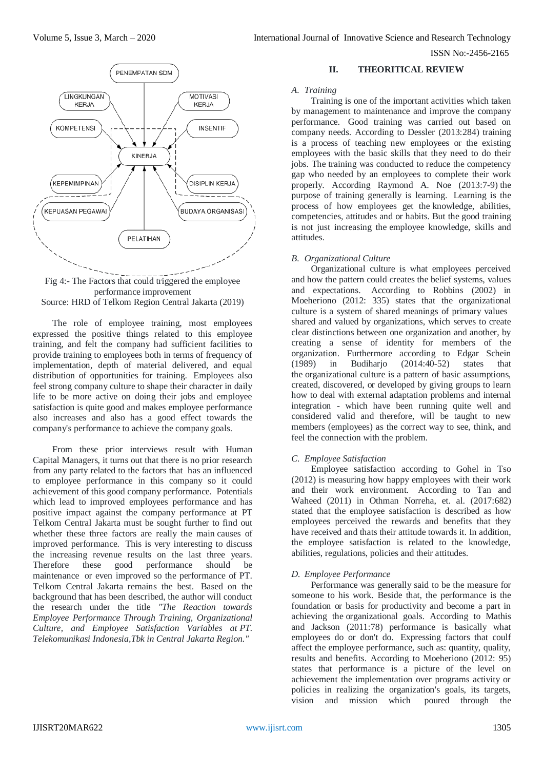Fig 4:- The Factors that could triggered the employee performance improvement
Source: HRD of Telkom Region Central Jakarta (2019)

The role of employee training, most employees expressed the positive things related to this employee training, and felt the company had sufficient facilities to provide training to employees both in terms of frequency of implementation, depth of material delivered, and equal distribution of opportunities for training. Employees also feel strong company culture to shape their character in daily life to be more active on doing their jobs and employee satisfaction is quite good and makes employee performance also increases and also has a good effect towards the company's performance to achieve the company goals.

From these prior interviews result with Human Capital Managers, it turns out that there is no prior research from any party related to the factors that has an influenced to employee performance in this company so it could achievement of this good company performance. Potentials which lead to improved employees performance and has positive impact against the company performance at PT Telkom Central Jakarta must be sought further to find out whether these three factors are really the main causes of improved performance. This is very interesting to discuss the increasing revenue results on the last three years. Therefore these good performance should be maintenance or even improved so the performance of PT. Telkom Central Jakarta remains the best. Based on the background that has been described, the author will conduct the research under the title *"The Reaction towards Employee Performance Through Training, Organizational Culture, and Employee Satisfaction Variables at PT. Telekomunikasi Indonesia,Tbk in Central Jakarta Region."*

## II. THEORITICAL REVIEW

### *A. Training*

Training is one of the important activities which taken by management to maintenance and improve the company performance. Good training was carried out based on company needs. According to Dessler (2013:284) training is a process of teaching new employees or the existing employees with the basic skills that they need to do their jobs. The training was conducted to reduce the competency gap who needed by an employees to complete their work properly. According Raymond A. Noe (2013:7-9) the purpose of training generally is learning. Learning is the process of how employees get the knowledge, abilities, competencies, attitudes and or habits. But the good training is not just increasing the employee knowledge, skills and attitudes.

### *B. Organizational Culture*

Organizational culture is what employees perceived and how the pattern could creates the belief systems, values and expectations. According to Robbins (2002) in Moeheriono (2012: 335) states that the organizational culture is a system of shared meanings of primary values shared and valued by organizations, which serves to create clear distinctions between one organization and another, by creating a sense of identity for members of the organization. Furthermore according to Edgar Schein (1989) in Budiharjo (2014:40-52) states that the organizational culture is a pattern of basic assumptions, created, discovered, or developed by giving groups to learn how to deal with external adaptation problems and internal integration - which have been running quite well and considered valid and therefore, will be taught to new members (employees) as the correct way to see, think, and feel the connection with the problem.

### *C. Employee Satisfaction*

Employee satisfaction according to Gohel in Tso (2012) is measuring how happy employees with their work and their work environment. According to Tan and Waheed (2011) in Othman Norreha, et. al. (2017:682) stated that the employee satisfaction is described as how employees perceived the rewards and benefits that they have received and thats their attitude towards it. In addition, the employee satisfaction is related to the knowledge, abilities, regulations, policies and their attitudes.

### *D. Employee Performance*

Performance was generally said to be the measure for someone to his work. Beside that, the performance is the foundation or basis for productivity and become a part in achieving the organizational goals. According to Mathis and Jackson (2011:78) performance is basically what employees do or don't do. Expressing factors that coulf affect the employee performance, such as: quantity, quality, results and benefits. According to Moeheriono (2012: 95) states that performance is a picture of the level on achievement the implementation over programs activity or policies in realizing the organization's goals, its targets, vision and mission which poured through the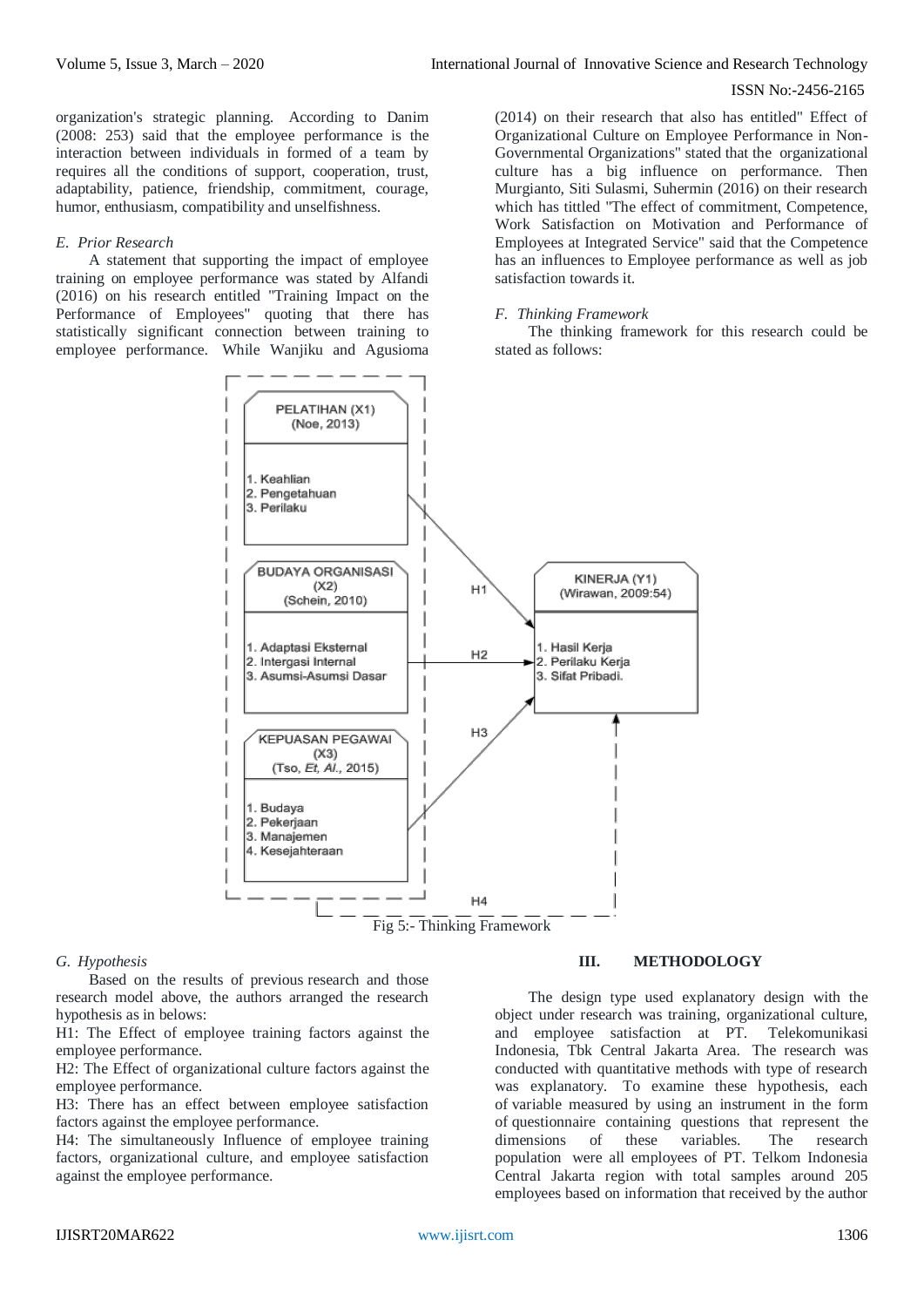organization's strategic planning. According to Danim (2008: 253) said that the employee performance is the interaction between individuals in formed of a team by requires all the conditions of support, cooperation, trust, adaptability, patience, friendship, commitment, courage, humor, enthusiasm, compatibility and unselfishness.

### *E. Prior Research*

A statement that supporting the impact of employee training on employee performance was stated by Alfandi (2016) on his research entitled "Training Impact on the Performance of Employees" quoting that there has statistically significant connection between training to employee performance. While Wanjiku and Agusioma (2014) on their research that also has entitled" Effect of Organizational Culture on Employee Performance in Non-Governmental Organizations" stated that the organizational culture has a big influence on performance. Then Murgianto, Siti Sulasmi, Suhermin (2016) on their research which has tittled "The effect of commitment, Competence, Work Satisfaction on Motivation and Performance of Employees at Integrated Service" said that the Competence has an influences to Employee performance as well as job satisfaction towards it.

### *F. Thinking Framework*

The thinking framework for this research could be stated as follows:

PELATIHAN (X1) (Noe, 2013)
1. Keahlian
2. Pengetahuan
3. Perilaku

BUDAYA ORGANISASI (X2) (Schein, 2010)
1. Adaptasi Eksternal
2. Intergasi Internal
3. Asumsi-Asumsi Dasar

KEPUASAN PEGAWAI (X3) (Tso, *Et, Al.*, 2015)
1. Budaya
2. Pekerjaan
3. Manajemen
4. Kesejahteraan

KINERJA (Y1) (Wirawan, 2009:54)
1. Hasil Kerja
2. Perilaku Kerja
3. Sifat Pribadi.

H1, H2, H3, H4

Fig 5:- Thinking Framework

### *G. Hypothesis*

Based on the results of previous research and those research model above, the authors arranged the research hypothesis as in belows:

H1: The Effect of employee training factors against the employee performance.

H2: The Effect of organizational culture factors against the employee performance.

H3: There has an effect between employee satisfaction factors against the employee performance.

H4: The simultaneously Influence of employee training factors, organizational culture, and employee satisfaction against the employee performance.

## III. METHODOLOGY

The design type used explanatory design with the object under research was training, organizational culture, and employee satisfaction at PT. Telekomunikasi Indonesia, Tbk Central Jakarta Area. The research was conducted with quantitative methods with type of research was explanatory. To examine these hypothesis, each of variable measured by using an instrument in the form of questionnaire containing questions that represent the dimensions of these variables. The research population were all employees of PT. Telkom Indonesia Central Jakarta region with total samples around 205 employees based on information that received by the author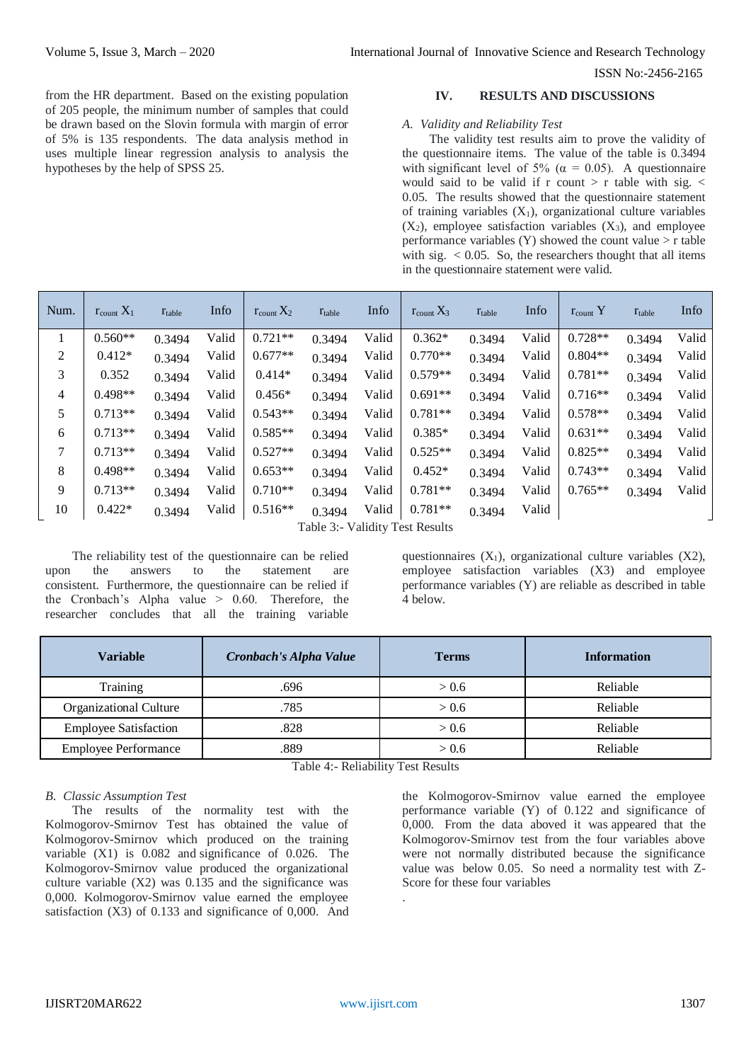from the HR department. Based on the existing population of 205 people, the minimum number of samples that could be drawn based on the Slovin formula with margin of error of 5% is 135 respondents. The data analysis method in uses multiple linear regression analysis to analysis the hypotheses by the help of SPSS 25.

## IV. RESULTS AND DISCUSSIONS

### *A. Validity and Reliability Test*

The validity test results aim to prove the validity of the questionnaire items. The value of the table is 0.3494 with significant level of 5% ($\alpha$ = 0.05). A questionnaire would said to be valid if r count > r table with sig. < 0.05. The results showed that the questionnaire statement of training variables ($X_1$), organizational culture variables ($X_2$), employee satisfaction variables ($X_3$), and employee performance variables (Y) showed the count value > r table with sig. < 0.05. So, the researchers thought that all items in the questionnaire statement were valid.

| Num. | $r_{count}$ $X_1$ | $r_{table}$ | Info | $r_{count}$ $X_2$ | $r_{table}$ | Info | $r_{count}$ $X_3$ | $r_{table}$ | Info | $r_{count}$ Y | $r_{table}$ | Info |
|---|---|---|---|---|---|---|---|---|---|---|---|---|
| 1 | 0.560** | 0.3494 | Valid | 0.721** | 0.3494 | Valid | 0.362* | 0.3494 | Valid | 0.728** | 0.3494 | Valid |
| 2 | 0.412* | 0.3494 | Valid | 0.677** | 0.3494 | Valid | 0.770** | 0.3494 | Valid | 0.804** | 0.3494 | Valid |
| 3 | 0.352 | 0.3494 | Valid | 0.414* | 0.3494 | Valid | 0.579** | 0.3494 | Valid | 0.781** | 0.3494 | Valid |
| 4 | 0.498** | 0.3494 | Valid | 0.456* | 0.3494 | Valid | 0.691** | 0.3494 | Valid | 0.716** | 0.3494 | Valid |
| 5 | 0.713** | 0.3494 | Valid | 0.543** | 0.3494 | Valid | 0.781** | 0.3494 | Valid | 0.578** | 0.3494 | Valid |
| 6 | 0.713** | 0.3494 | Valid | 0.585** | 0.3494 | Valid | 0.385* | 0.3494 | Valid | 0.631** | 0.3494 | Valid |
| 7 | 0.713** | 0.3494 | Valid | 0.527** | 0.3494 | Valid | 0.525** | 0.3494 | Valid | 0.825** | 0.3494 | Valid |
| 8 | 0.498** | 0.3494 | Valid | 0.653** | 0.3494 | Valid | 0.452* | 0.3494 | Valid | 0.743** | 0.3494 | Valid |
| 9 | 0.713** | 0.3494 | Valid | 0.710** | 0.3494 | Valid | 0.781** | 0.3494 | Valid | 0.765** | 0.3494 | Valid |
| 10 | 0.422* | 0.3494 | Valid | 0.516** | 0.3494 | Valid | 0.781** | 0.3494 | Valid | | | |

Table 3:- Validity Test Results

The reliability test of the questionnaire can be relied upon the answers to the statement are consistent. Furthermore, the questionnaire can be relied if the Cronbach's Alpha value > 0.60. Therefore, the researcher concludes that all the training variable questionnaires ($X_1$), organizational culture variables (X2), employee satisfaction variables (X3) and employee performance variables (Y) are reliable as described in table 4 below.

| Variable | *Cronbach's Alpha Value* | Terms | Information |
|---|---|---|---|
| Training | .696 | > 0.6 | Reliable |
| Organizational Culture | .785 | > 0.6 | Reliable |
| Employee Satisfaction | .828 | > 0.6 | Reliable |
| Employee Performance | .889 | > 0.6 | Reliable |

Table 4:- Reliability Test Results

### *B. Classic Assumption Test*

The results of the normality test with the Kolmogorov-Smirnov Test has obtained the value of Kolmogorov-Smirnov which produced on the training variable (X1) is 0.082 and significance of 0.026. The Kolmogorov-Smirnov value produced the organizational culture variable (X2) was 0.135 and the significance was 0,000. Kolmogorov-Smirnov value earned the employee satisfaction (X3) of 0.133 and significance of 0,000. And the Kolmogorov-Smirnov value earned the employee performance variable (Y) of 0.122 and significance of 0,000. From the data aboved it was appeared that the Kolmogorov-Smirnov test from the four variables above were not normally distributed because the significance value was below 0.05. So need a normality test with Z-Score for these four variables

.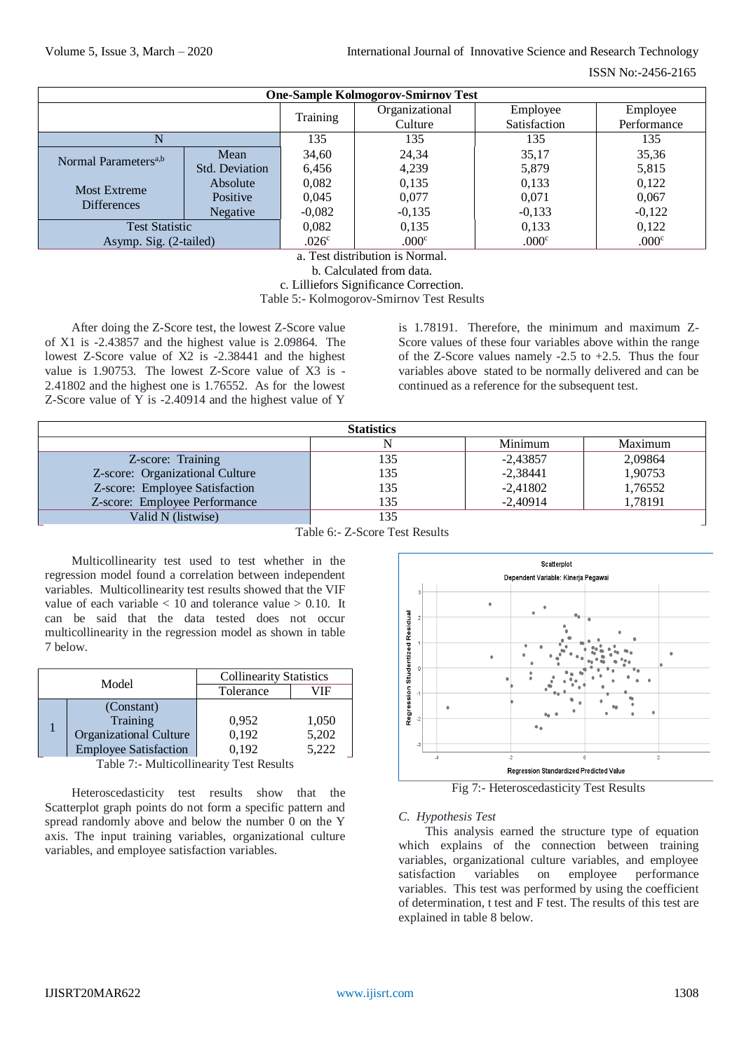| One-Sample Kolmogorov-Smirnov Test | | | | | |
|---|---|---|---|---|---|
| | | Training | Organizational Culture | Employee Satisfaction | Employee Performance |
| N | | 135 | 135 | 135 | 135 |
| Normal Parameters[a,b] | Mean | 34,60 | 24,34 | 35,17 | 35,36 |
| | Std. Deviation | 6,456 | 4,239 | 5,879 | 5,815 |
| Most Extreme Differences | Absolute | 0,082 | 0,135 | 0,133 | 0,122 |
| | Positive | 0,045 | 0,077 | 0,071 | 0,067 |
| | Negative | -0,082 | -0,135 | -0,133 | -0,122 |
| Test Statistic | | 0,082 | 0,135 | 0,133 | 0,122 |
| Asymp. Sig. (2-tailed) | | .026[c] | .000[c] | .000[c] | .000[c] |

a. Test distribution is Normal.

b. Calculated from data.

c. Lilliefors Significance Correction.

Table 5:- Kolmogorov-Smirnov Test Results

After doing the Z-Score test, the lowest Z-Score value of X1 is -2.43857 and the highest value is 2.09864. The lowest Z-Score value of X2 is -2.38441 and the highest value is 1.90753. The lowest Z-Score value of X3 is -2.41802 and the highest one is 1.76552. As for the lowest Z-Score value of Y is -2.40914 and the highest value of Y is 1.78191. Therefore, the minimum and maximum Z-Score values of these four variables above within the range of the Z-Score values namely -2.5 to +2.5. Thus the four variables above stated to be normally delivered and can be continued as a reference for the subsequent test.

| Statistics | | | |
|---|---|---|---|
| | N | Minimum | Maximum |
| Z-score: Training | 135 | -2,43857 | 2,09864 |
| Z-score: Organizational Culture | 135 | -2,38441 | 1,90753 |
| Z-score: Employee Satisfaction | 135 | -2,41802 | 1,76552 |
| Z-score: Employee Performance | 135 | -2,40914 | 1,78191 |
| Valid N (listwise) | 135 | | |

Table 6:- Z-Score Test Results

Multicollinearity test used to test whether in the regression model found a correlation between independent variables. Multicollinearity test results showed that the VIF value of each variable < 10 and tolerance value > 0.10. It can be said that the data tested does not occur multicollinearity in the regression model as shown in table 7 below.

| Model | | Collinearity Statistics | |
|---|---|---|---|
| | | Tolerance | VIF |
| 1 | (Constant) | | |
| | Training | 0,952 | 1,050 |
| | Organizational Culture | 0,192 | 5,202 |
| | Employee Satisfaction | 0,192 | 5,222 |

Table 7:- Multicollinearity Test Results

Heteroscedasticity test results show that the Scatterplot graph points do not form a specific pattern and spread randomly above and below the number 0 on the Y axis. The input training variables, organizational culture variables, and employee satisfaction variables.

Fig 7:- Heteroscedasticity Test Results

### C. Hypothesis Test

This analysis earned the structure type of equation which explains of the connection between training variables, organizational culture variables, and employee satisfaction variables on employee performance variables. This test was performed by using the coefficient of determination, t test and F test. The results of this test are explained in table 8 below.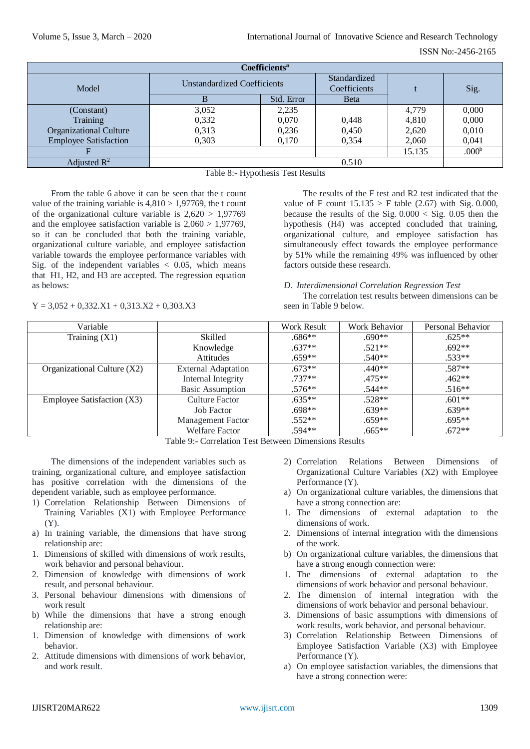| Coefficients[a] | | | | | |
|---|---|---|---|---|---|
| Model | Unstandardized Coefficients | | Standardized Coefficients | t | Sig. |
| | B | Std. Error | Beta | | |
| (Constant) | 3,052 | 2,235 | | 4,779 | 0,000 |
| Training | 0,332 | 0,070 | 0,448 | 4,810 | 0,000 |
| Organizational Culture | 0,313 | 0,236 | 0,450 | 2,620 | 0,010 |
| Employee Satisfaction | 0,303 | 0,170 | 0,354 | 2,060 | 0,041 |
| F | | | | 15.135 | .000[b] |
| Adjusted $R^2$ | 0.510 | | | | |

Table 8:- Hypothesis Test Results

From the table 6 above it can be seen that the t count value of the training variable is 4,810 > 1,97769, the t count of the organizational culture variable is 2,620 > 1,97769 and the employee satisfaction variable is 2,060 > 1,97769, so it can be concluded that both the training variable, organizational culture variable, and employee satisfaction variable towards the employee performance variables with Sig. of the independent variables < 0.05, which means that H1, H2, and H3 are accepted. The regression equation as belows:

$$Y = 3{,}052 + 0{,}332.X1 + 0{,}313.X2 + 0{,}303.X3$$

The results of the F test and R2 test indicated that the value of F count 15.135 > F table (2.67) with Sig. 0.000, because the results of the Sig. 0.000 < Sig. 0.05 then the hypothesis (H4) was accepted concluded that training, organizational culture, and employee satisfaction has simultaneously effect towards the employee performance by 51% while the remaining 49% was influenced by other factors outside these research.

*D. Interdimensional Correlation Regression Test*

The correlation test results between dimensions can be seen in Table 9 below.

| Variable | | Work Result | Work Behavior | Personal Behavior |
|---|---|---|---|---|
| Training (X1) | Skilled | .686** | .690** | .625** |
| | Knowledge | .637** | .521** | .692** |
| | Attitudes | .659** | .540** | .533** |
| Organizational Culture (X2) | External Adaptation | .673** | .440** | .587** |
| | Internal Integrity | .737** | .475** | .462** |
| | Basic Assumption | .576** | .544** | .516** |
| Employee Satisfaction (X3) | Culture Factor | .635** | .528** | .601** |
| | Job Factor | .698** | .639** | .639** |
| | Management Factor | .552** | .659** | .695** |
| | Welfare Factor | .594** | .665** | .672** |

Table 9:- Correlation Test Between Dimensions Results

The dimensions of the independent variables such as training, organizational culture, and employee satisfaction has positive correlation with the dimensions of the dependent variable, such as employee performance.

1) Correlation Relationship Between Dimensions of Training Variables (X1) with Employee Performance (Y).
   a) In training variable, the dimensions that have strong relationship are:
      1. Dimensions of skilled with dimensions of work results, work behavior and personal behaviour.
      2. Dimension of knowledge with dimensions of work result, and personal behaviour.
      3. Personal behaviour dimensions with dimensions of work result
   b) While the dimensions that have a strong enough relationship are:
      1. Dimension of knowledge with dimensions of work behavior.
      2. Attitude dimensions with dimensions of work behavior, and work result.
2) Correlation Relations Between Dimensions of Organizational Culture Variables (X2) with Employee Performance (Y).
   a) On organizational culture variables, the dimensions that have a strong connection are:
      1. The dimensions of external adaptation to the dimensions of work.
      2. Dimensions of internal integration with the dimensions of the work.
   b) On organizational culture variables, the dimensions that have a strong enough connection were:
      1. The dimensions of external adaptation to the dimensions of work behavior and personal behaviour.
      2. The dimension of internal integration with the dimensions of work behavior and personal behaviour.
      3. Dimensions of basic assumptions with dimensions of work results, work behavior, and personal behaviour.
3) Correlation Relationship Between Dimensions of Employee Satisfaction Variable (X3) with Employee Performance (Y).
   a) On employee satisfaction variables, the dimensions that have a strong connection were: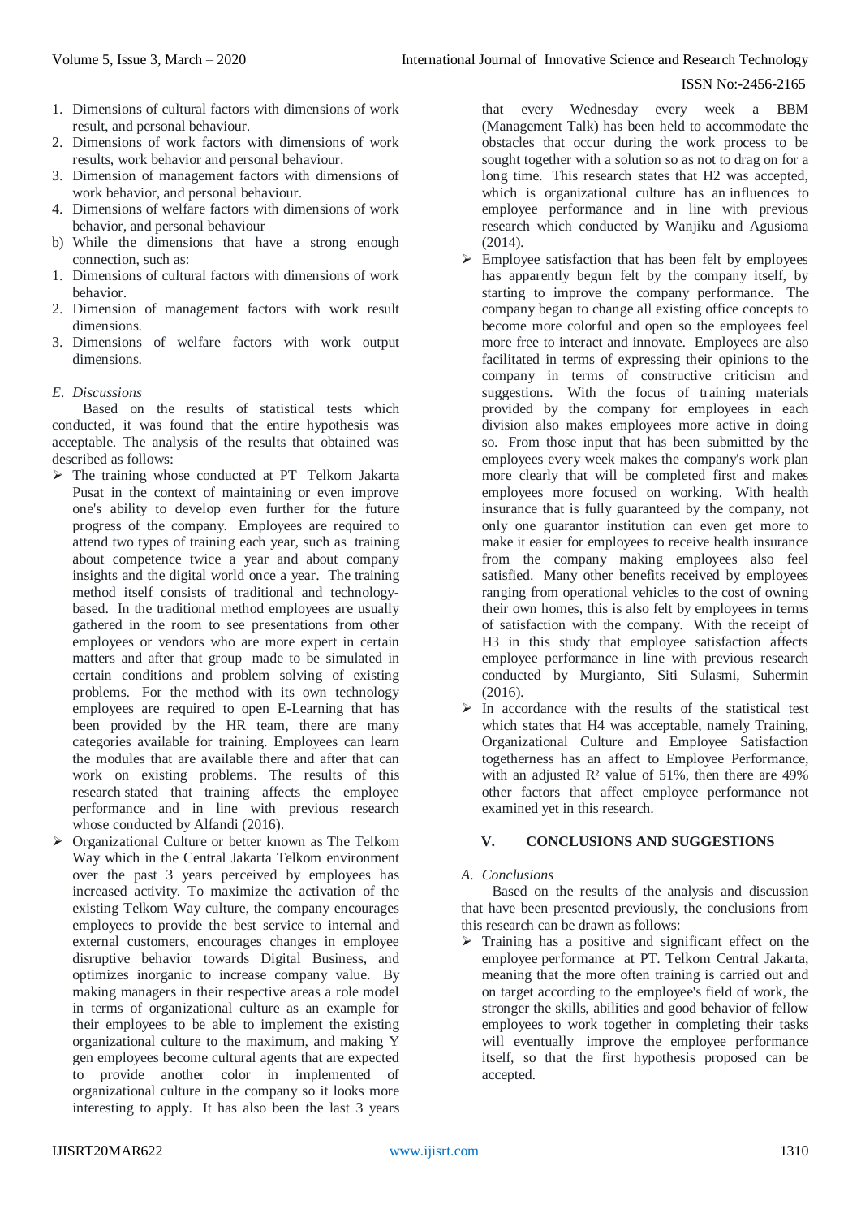1. Dimensions of cultural factors with dimensions of work result, and personal behaviour.
2. Dimensions of work factors with dimensions of work results, work behavior and personal behaviour.
3. Dimension of management factors with dimensions of work behavior, and personal behaviour.
4. Dimensions of welfare factors with dimensions of work behavior, and personal behaviour

b) While the dimensions that have a strong enough connection, such as:

1. Dimensions of cultural factors with dimensions of work behavior.
2. Dimension of management factors with work result dimensions.
3. Dimensions of welfare factors with work output dimensions.

### *E. Discussions*

Based on the results of statistical tests which conducted, it was found that the entire hypothesis was acceptable. The analysis of the results that obtained was described as follows:

- The training whose conducted at PT Telkom Jakarta Pusat in the context of maintaining or even improve one's ability to develop even further for the future progress of the company. Employees are required to attend two types of training each year, such as training about competence twice a year and about company insights and the digital world once a year. The training method itself consists of traditional and technology-based. In the traditional method employees are usually gathered in the room to see presentations from other employees or vendors who are more expert in certain matters and after that group made to be simulated in certain conditions and problem solving of existing problems. For the method with its own technology employees are required to open E-Learning that has been provided by the HR team, there are many categories available for training. Employees can learn the modules that are available there and after that can work on existing problems. The results of this research stated that training affects the employee performance and in line with previous research whose conducted by Alfandi (2016).
- Organizational Culture or better known as The Telkom Way which in the Central Jakarta Telkom environment over the past 3 years perceived by employees has increased activity. To maximize the activation of the existing Telkom Way culture, the company encourages employees to provide the best service to internal and external customers, encourages changes in employee disruptive behavior towards Digital Business, and optimizes inorganic to increase company value. By making managers in their respective areas a role model in terms of organizational culture as an example for their employees to be able to implement the existing organizational culture to the maximum, and making Y gen employees become cultural agents that are expected to provide another color in implemented of organizational culture in the company so it looks more interesting to apply. It has also been the last 3 years that every Wednesday every week a BBM (Management Talk) has been held to accommodate the obstacles that occur during the work process to be sought together with a solution so as not to drag on for a long time. This research states that H2 was accepted, which is organizational culture has an influences to employee performance and in line with previous research which conducted by Wanjiku and Agusioma (2014).
- Employee satisfaction that has been felt by employees has apparently begun felt by the company itself, by starting to improve the company performance. The company began to change all existing office concepts to become more colorful and open so the employees feel more free to interact and innovate. Employees are also facilitated in terms of expressing their opinions to the company in terms of constructive criticism and suggestions. With the focus of training materials provided by the company for employees in each division also makes employees more active in doing so. From those input that has been submitted by the employees every week makes the company's work plan more clearly that will be completed first and makes employees more focused on working. With health insurance that is fully guaranteed by the company, not only one guarantor institution can even get more to make it easier for employees to receive health insurance from the company making employees also feel satisfied. Many other benefits received by employees ranging from operational vehicles to the cost of owning their own homes, this is also felt by employees in terms of satisfaction with the company. With the receipt of H3 in this study that employee satisfaction affects employee performance in line with previous research conducted by Murgianto, Siti Sulasmi, Suhermin (2016).
- In accordance with the results of the statistical test which states that H4 was acceptable, namely Training, Organizational Culture and Employee Satisfaction togetherness has an affect to Employee Performance, with an adjusted $R^2$ value of 51%, then there are 49% other factors that affect employee performance not examined yet in this research.

## V. CONCLUSIONS AND SUGGESTIONS

### *A. Conclusions*

Based on the results of the analysis and discussion that have been presented previously, the conclusions from this research can be drawn as follows:

- Training has a positive and significant effect on the employee performance at PT. Telkom Central Jakarta, meaning that the more often training is carried out and on target according to the employee's field of work, the stronger the skills, abilities and good behavior of fellow employees to work together in completing their tasks will eventually improve the employee performance itself, so that the first hypothesis proposed can be accepted.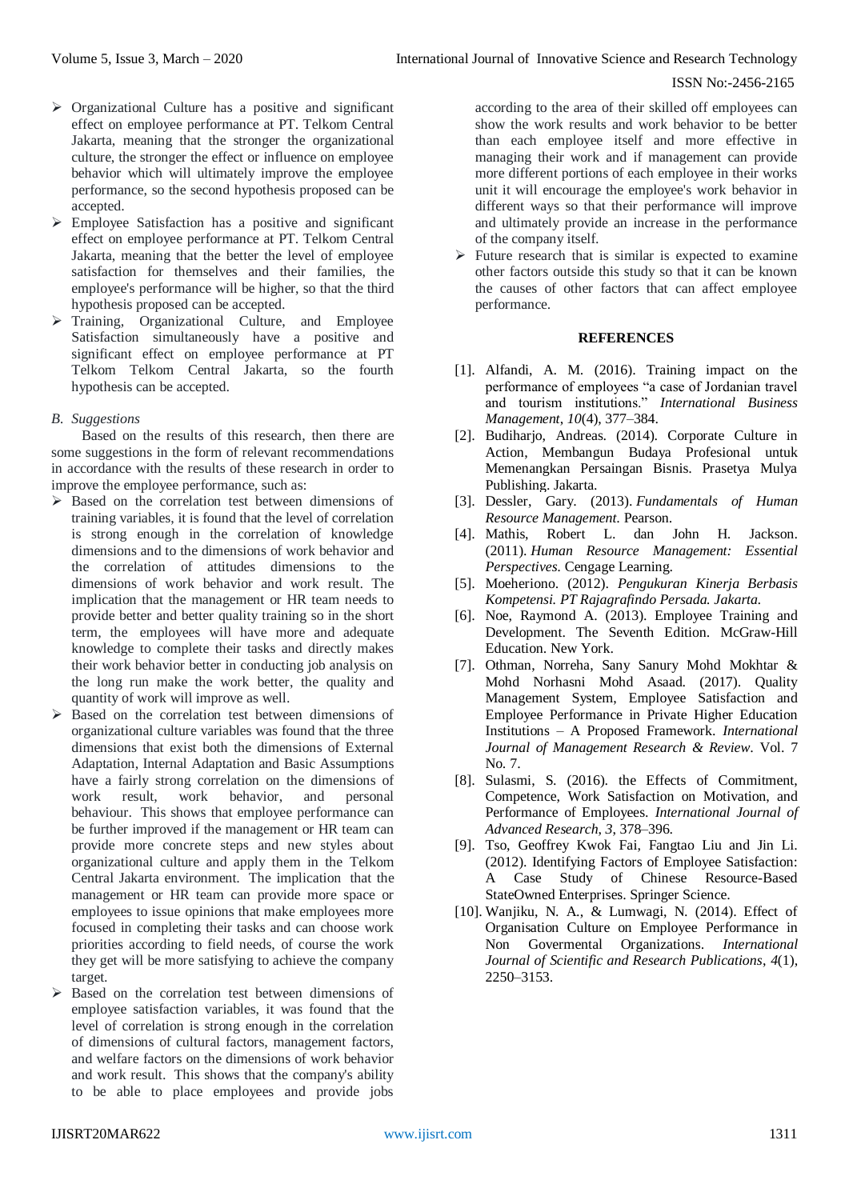- Organizational Culture has a positive and significant effect on employee performance at PT. Telkom Central Jakarta, meaning that the stronger the organizational culture, the stronger the effect or influence on employee behavior which will ultimately improve the employee performance, so the second hypothesis proposed can be accepted.
- Employee Satisfaction has a positive and significant effect on employee performance at PT. Telkom Central Jakarta, meaning that the better the level of employee satisfaction for themselves and their families, the employee's performance will be higher, so that the third hypothesis proposed can be accepted.
- Training, Organizational Culture, and Employee Satisfaction simultaneously have a positive and significant effect on employee performance at PT Telkom Telkom Central Jakarta, so the fourth hypothesis can be accepted.

*B. Suggestions*

Based on the results of this research, then there are some suggestions in the form of relevant recommendations in accordance with the results of these research in order to improve the employee performance, such as:

- Based on the correlation test between dimensions of training variables, it is found that the level of correlation is strong enough in the correlation of knowledge dimensions and to the dimensions of work behavior and the correlation of attitudes dimensions to the dimensions of work behavior and work result. The implication that the management or HR team needs to provide better and better quality training so in the short term, the employees will have more and adequate knowledge to complete their tasks and directly makes their work behavior better in conducting job analysis on the long run make the work better, the quality and quantity of work will improve as well.
- Based on the correlation test between dimensions of organizational culture variables was found that the three dimensions that exist both the dimensions of External Adaptation, Internal Adaptation and Basic Assumptions have a fairly strong correlation on the dimensions of work result, work behavior, and personal behaviour. This shows that employee performance can be further improved if the management or HR team can provide more concrete steps and new styles about organizational culture and apply them in the Telkom Central Jakarta environment. The implication that the management or HR team can provide more space or employees to issue opinions that make employees more focused in completing their tasks and can choose work priorities according to field needs, of course the work they get will be more satisfying to achieve the company target.
- Based on the correlation test between dimensions of employee satisfaction variables, it was found that the level of correlation is strong enough in the correlation of dimensions of cultural factors, management factors, and welfare factors on the dimensions of work behavior and work result. This shows that the company's ability to be able to place employees and provide jobs according to the area of their skilled off employees can show the work results and work behavior to be better than each employee itself and more effective in managing their work and if management can provide more different portions of each employee in their works unit it will encourage the employee's work behavior in different ways so that their performance will improve and ultimately provide an increase in the performance of the company itself.
- Future research that is similar is expected to examine other factors outside this study so that it can be known the causes of other factors that can affect employee performance.

## REFERENCES

[1]. Alfandi, A. M. (2016). Training impact on the performance of employees "a case of Jordanian travel and tourism institutions." *International Business Management*, *10*(4), 377–384.

[2]. Budiharjo, Andreas. (2014). Corporate Culture in Action, Membangun Budaya Profesional untuk Memenangkan Persaingan Bisnis. Prasetya Mulya Publishing. Jakarta.

[3]. Dessler, Gary. (2013). *Fundamentals of Human Resource Management*. Pearson.

[4]. Mathis, Robert L. dan John H. Jackson. (2011). *Human Resource Management: Essential Perspectives*. Cengage Learning.

[5]. Moeheriono. (2012). *Pengukuran Kinerja Berbasis Kompetensi. PT Rajagrafindo Persada. Jakarta.*

[6]. Noe, Raymond A. (2013). Employee Training and Development. The Seventh Edition. McGraw-Hill Education. New York.

[7]. Othman, Norreha, Sany Sanury Mohd Mokhtar & Mohd Norhasni Mohd Asaad. (2017). Quality Management System, Employee Satisfaction and Employee Performance in Private Higher Education Institutions – A Proposed Framework. *International Journal of Management Research & Review*. Vol. 7 No. 7.

[8]. Sulasmi, S. (2016). the Effects of Commitment, Competence, Work Satisfaction on Motivation, and Performance of Employees. *International Journal of Advanced Research*, *3*, 378–396.

[9]. Tso, Geoffrey Kwok Fai, Fangtao Liu and Jin Li. (2012). Identifying Factors of Employee Satisfaction: A Case Study of Chinese Resource-Based StateOwned Enterprises. Springer Science.

[10]. Wanjiku, N. A., & Lumwagi, N. (2014). Effect of Organisation Culture on Employee Performance in Non Govermental Organizations. *International Journal of Scientific and Research Publications*, *4*(1), 2250–3153.